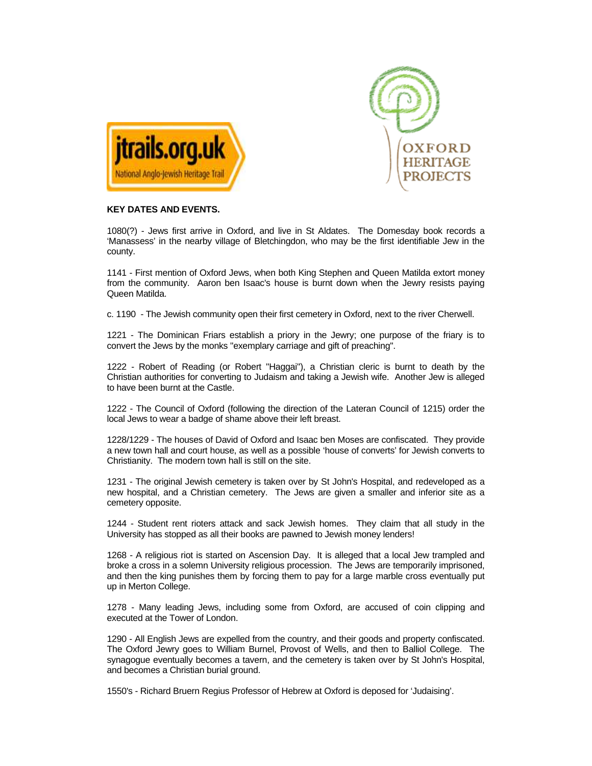**KEY DATES AND EVENTS.**

1080(?) - Jews first arrive in Oxford, and live in St Aldates. The Domesday book records a 'Manassess' in the nearby village of Bletchingdon, who may be the first identifiable Jew in the county.

1141 - First mention of Oxford Jews, when both King Stephen and Queen Matilda extort money from the community. Aaron ben Isaac's house is burnt down when the Jewry resists paying Queen Matilda.

c. 1190 - The Jewish community open their first cemetery in Oxford, next to the river Cherwell.

1221 - The Dominican Friars establish a priory in the Jewry; one purpose of the friary is to convert the Jews by the monks "exemplary carriage and gift of preaching".

1222 - Robert of Reading (or Robert "Haggai"), a Christian cleric is burnt to death by the Christian authorities for converting to Judaism and taking a Jewish wife. Another Jew is alleged to have been burnt at the Castle.

1222 - The Council of Oxford (following the direction of the Lateran Council of 1215) order the local Jews to wear a badge of shame above their left breast.

1228/1229 - The houses of David of Oxford and Isaac ben Moses are confiscated. They provide a new town hall and court house, as well as a possible 'house of converts' for Jewish converts to Christianity. The modern town hall is still on the site.

1231 - The original Jewish cemetery is taken over by St John's Hospital, and redeveloped as a new hospital, and a Christian cemetery. The Jews are given a smaller and inferior site as a cemetery opposite.

1244 - Student rent rioters attack and sack Jewish homes. They claim that all study in the University has stopped as all their books are pawned to Jewish money lenders!

1268 - A religious riot is started on Ascension Day. It is alleged that a local Jew trampled and broke a cross in a solemn University religious procession. The Jews are temporarily imprisoned, and then the king punishes them by forcing them to pay for a large marble cross eventually put up in Merton College.

1278 - Many leading Jews, including some from Oxford, are accused of coin clipping and executed at the Tower of London.

1290 - All English Jews are expelled from the country, and their goods and property confiscated. The Oxford Jewry goes to William Burnel, Provost of Wells, and then to Balliol College. The synagogue eventually becomes a tavern, and the cemetery is taken over by St John's Hospital, and becomes a Christian burial ground.

1550's - Richard Bruern Regius Professor of Hebrew at Oxford is deposed for 'Judaising'.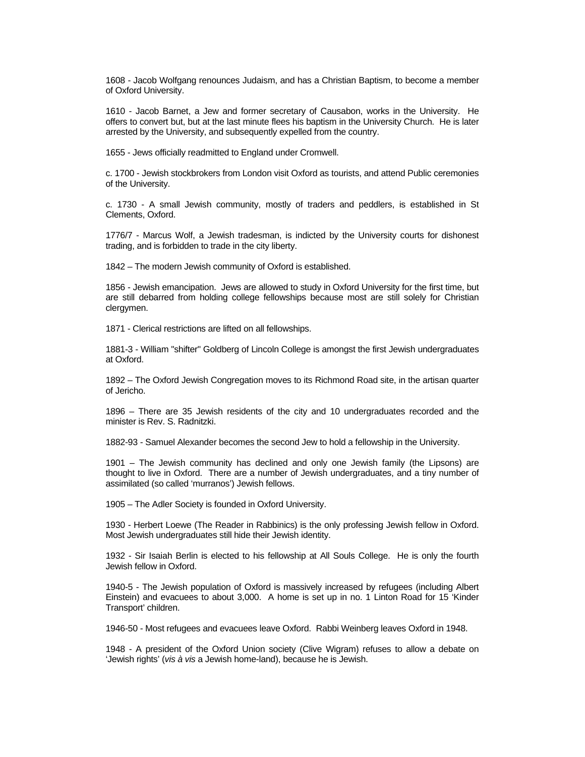1608 - Jacob Wolfgang renounces Judaism, and has a Christian Baptism, to become a member of Oxford University.

1610 - Jacob Barnet, a Jew and former secretary of Causabon, works in the University. He offers to convert but, but at the last minute flees his baptism in the University Church. He is later arrested by the University, and subsequently expelled from the country.

1655 - Jews officially readmitted to England under Cromwell.

c. 1700 - Jewish stockbrokers from London visit Oxford as tourists, and attend Public ceremonies of the University.

c. 1730 - A small Jewish community, mostly of traders and peddlers, is established in St Clements, Oxford.

1776/7 - Marcus Wolf, a Jewish tradesman, is indicted by the University courts for dishonest trading, and is forbidden to trade in the city liberty.

1842 – The modern Jewish community of Oxford is established.

1856 - Jewish emancipation. Jews are allowed to study in Oxford University for the first time, but are still debarred from holding college fellowships because most are still solely for Christian clergymen.

1871 - Clerical restrictions are lifted on all fellowships.

1881-3 - William "shifter" Goldberg of Lincoln College is amongst the first Jewish undergraduates at Oxford.

1892 – The Oxford Jewish Congregation moves to its Richmond Road site, in the artisan quarter of Jericho.

1896 – There are 35 Jewish residents of the city and 10 undergraduates recorded and the minister is Rev. S. Radnitzki.

1882-93 - Samuel Alexander becomes the second Jew to hold a fellowship in the University.

1901 – The Jewish community has declined and only one Jewish family (the Lipsons) are thought to live in Oxford. There are a number of Jewish undergraduates, and a tiny number of assimilated (so called 'murranos') Jewish fellows.

1905 – The Adler Society is founded in Oxford University.

1930 - Herbert Loewe (The Reader in Rabbinics) is the only professing Jewish fellow in Oxford. Most Jewish undergraduates still hide their Jewish identity.

1932 - Sir Isaiah Berlin is elected to his fellowship at All Souls College. He is only the fourth Jewish fellow in Oxford.

1940-5 - The Jewish population of Oxford is massively increased by refugees (including Albert Einstein) and evacuees to about 3,000. A home is set up in no. 1 Linton Road for 15 'Kinder Transport' children.

1946-50 - Most refugees and evacuees leave Oxford. Rabbi Weinberg leaves Oxford in 1948.

1948 - A president of the Oxford Union society (Clive Wigram) refuses to allow a debate on 'Jewish rights' (*vis à vis* a Jewish home-land), because he is Jewish.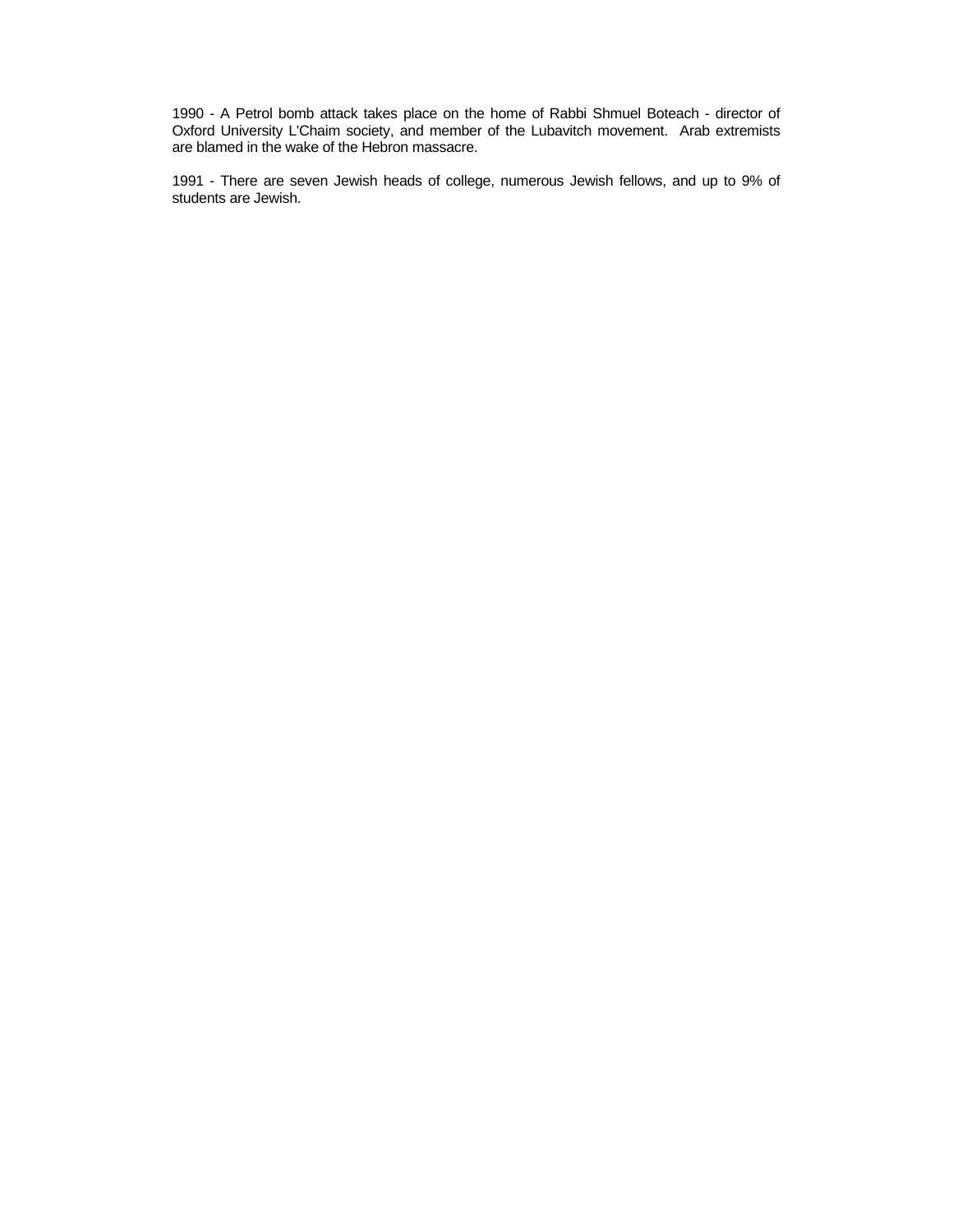1990 - A Petrol bomb attack takes place on the home of Rabbi Shmuel Boteach - director of Oxford University L'Chaim society, and member of the Lubavitch movement. Arab extremists are blamed in the wake of the Hebron massacre.

1991 - There are seven Jewish heads of college, numerous Jewish fellows, and up to 9% of students are Jewish.